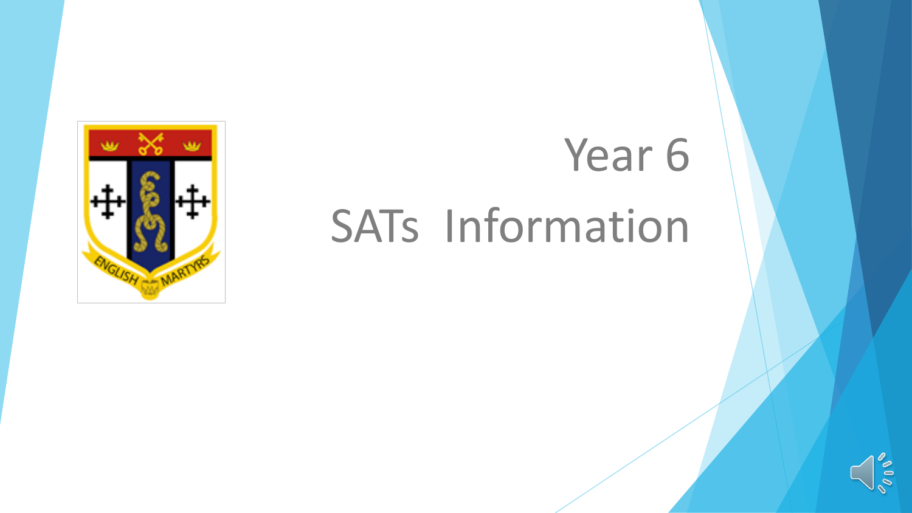# Year 6

# SATs Information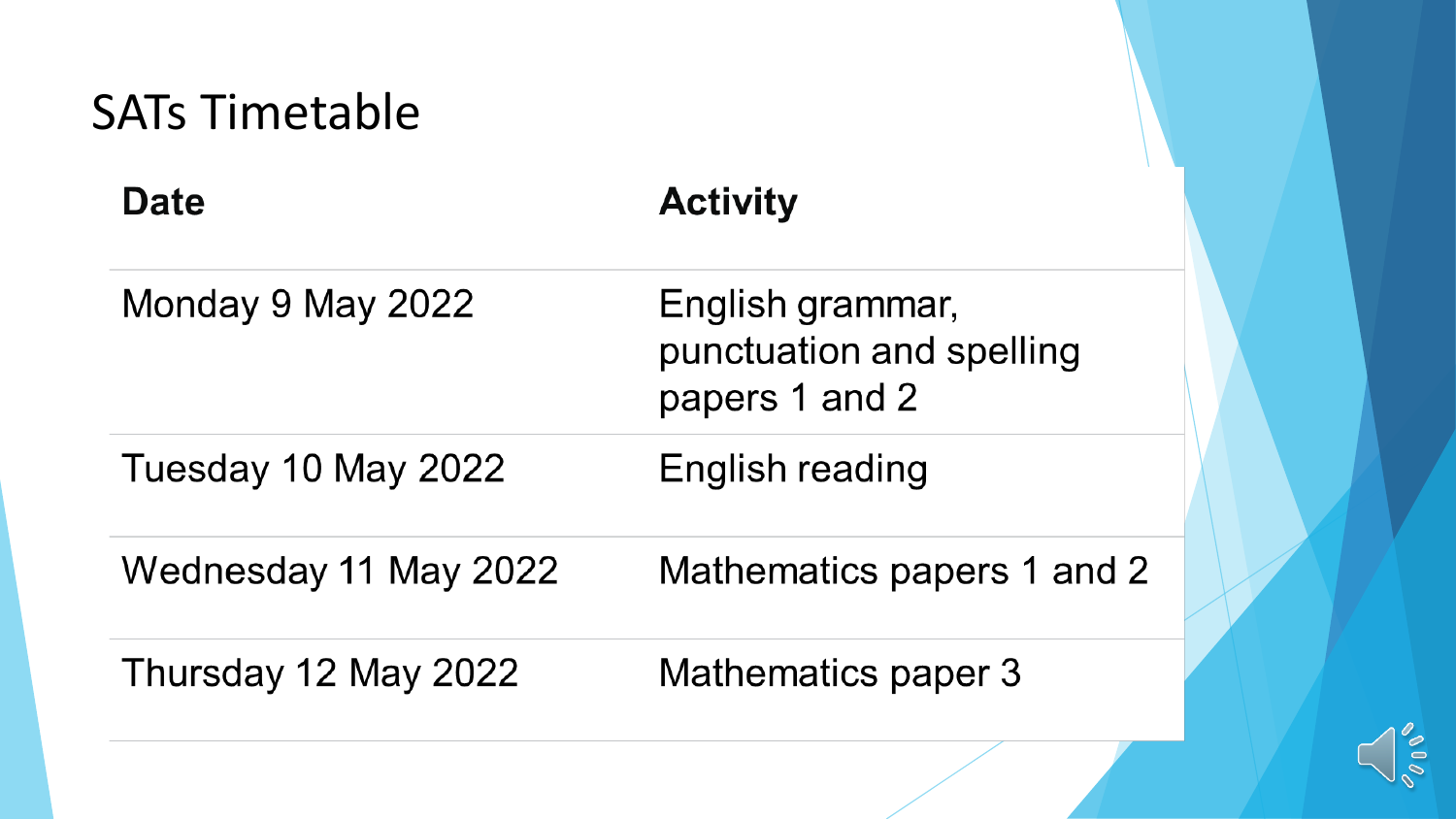# SATs Timetable

| Date | Activity |
| --- | --- |
| Monday 9 May 2022 | English grammar, punctuation and spelling papers 1 and 2 |
| Tuesday 10 May 2022 | English reading |
| Wednesday 11 May 2022 | Mathematics papers 1 and 2 |
| Thursday 12 May 2022 | Mathematics paper 3 |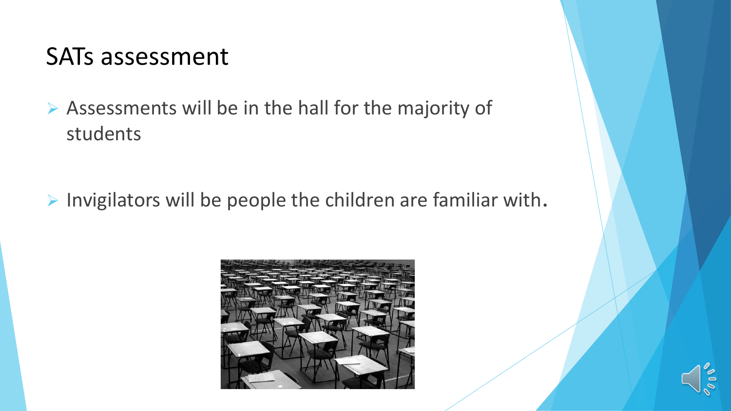# SATs assessment

- Assessments will be in the hall for the majority of students
- Invigilators will be people the children are familiar with.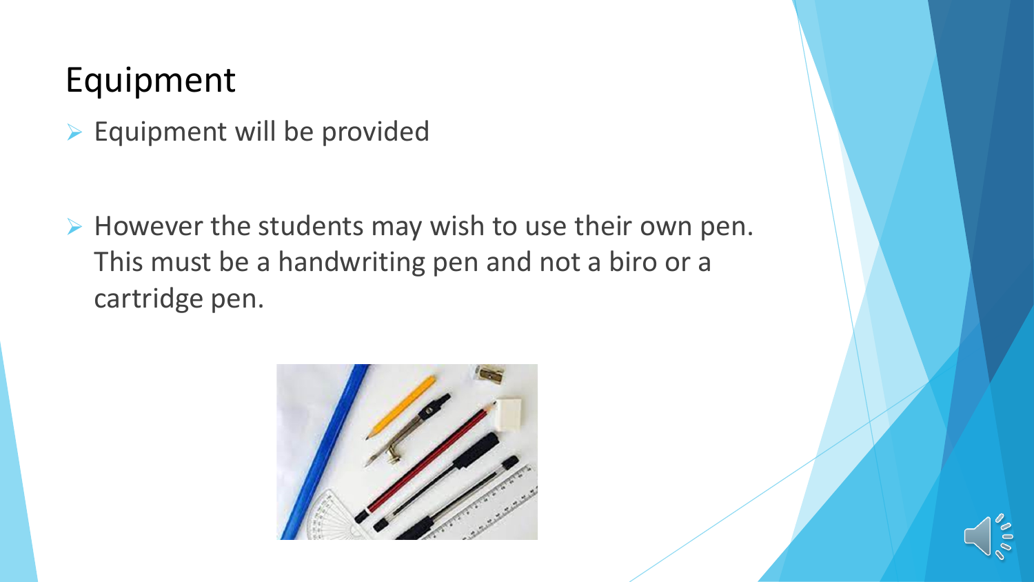# Equipment

- Equipment will be provided

- However the students may wish to use their own pen. This must be a handwriting pen and not a biro or a cartridge pen.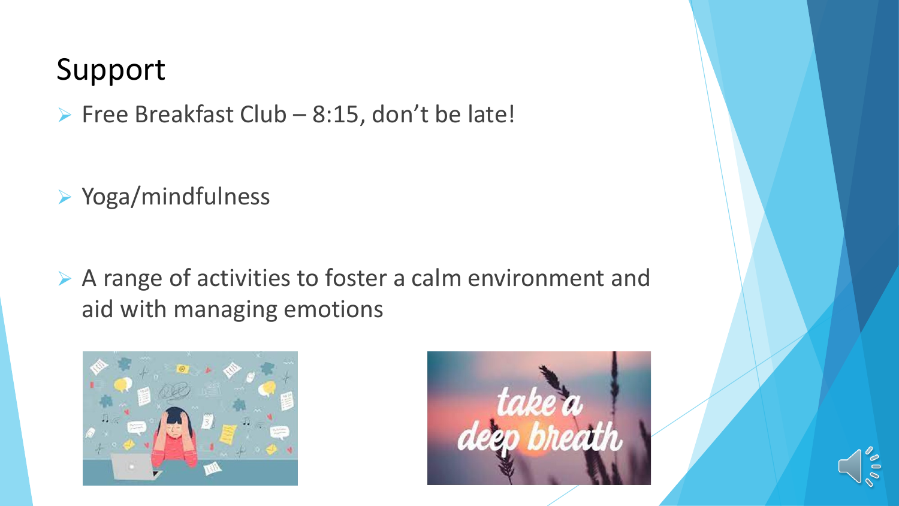# Support

- Free Breakfast Club – 8:15, don't be late!
- Yoga/mindfulness
- A range of activities to foster a calm environment and aid with managing emotions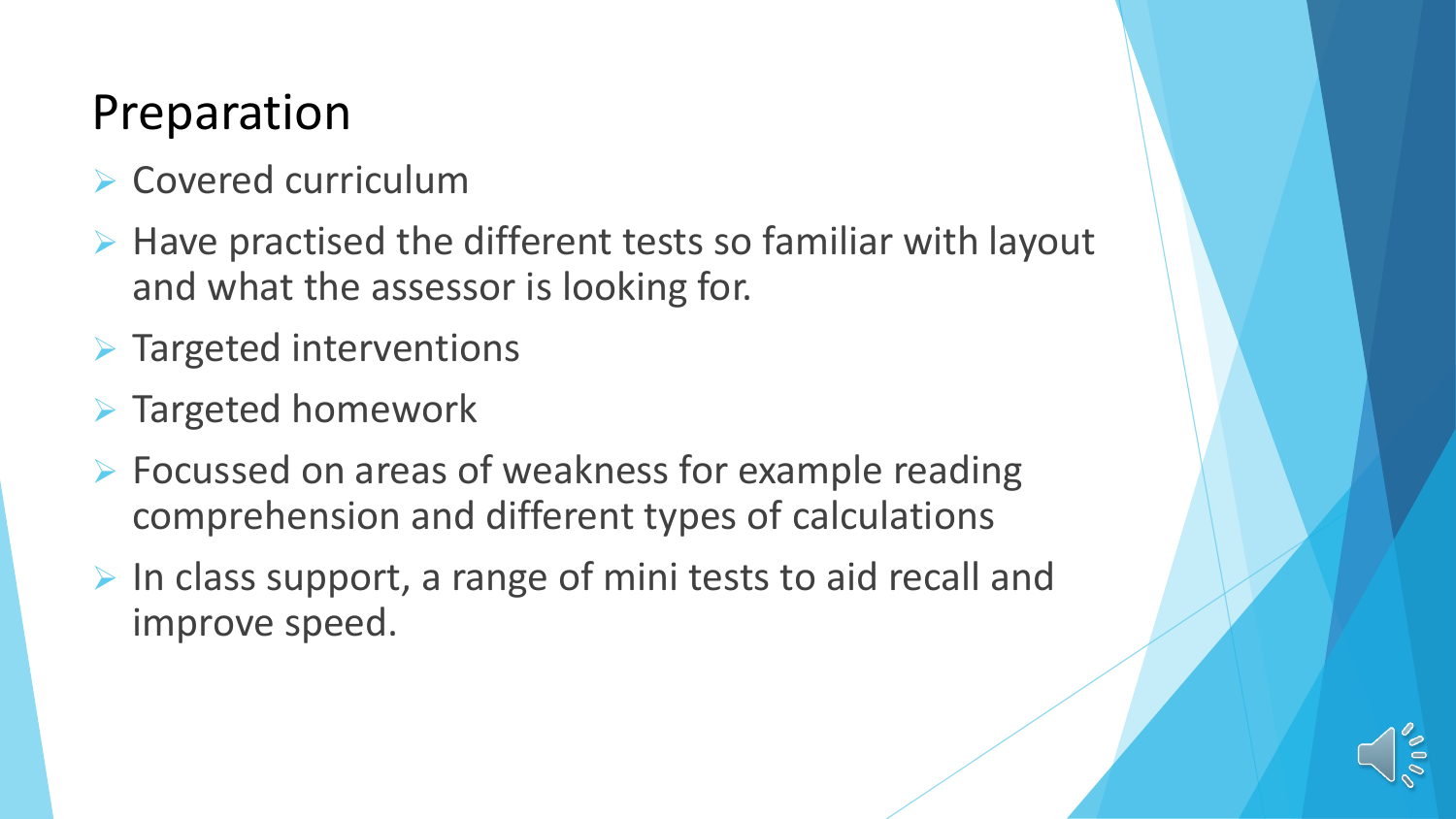# Preparation

- Covered curriculum
- Have practised the different tests so familiar with layout and what the assessor is looking for.
- Targeted interventions
- Targeted homework
- Focussed on areas of weakness for example reading comprehension and different types of calculations
- In class support, a range of mini tests to aid recall and improve speed.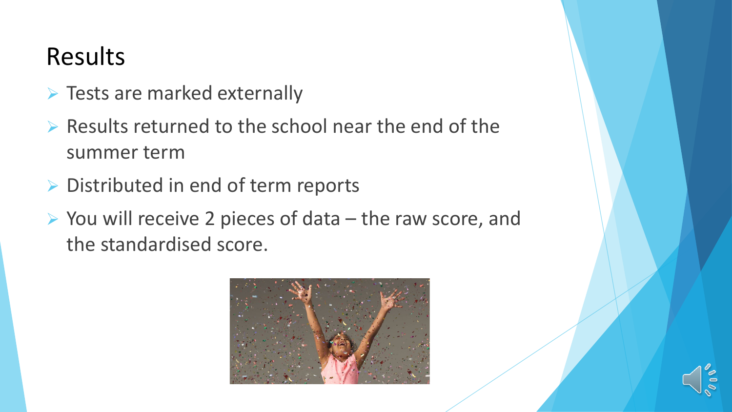# Results

- Tests are marked externally
- Results returned to the school near the end of the summer term
- Distributed in end of term reports
- You will receive 2 pieces of data – the raw score, and the standardised score.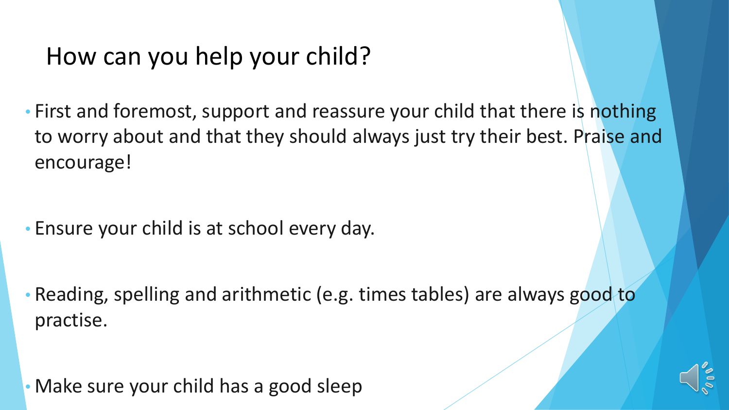# How can you help your child?

- First and foremost, support and reassure your child that there is nothing to worry about and that they should always just try their best. Praise and encourage!

- Ensure your child is at school every day.

- Reading, spelling and arithmetic (e.g. times tables) are always good to practise.

- Make sure your child has a good sleep